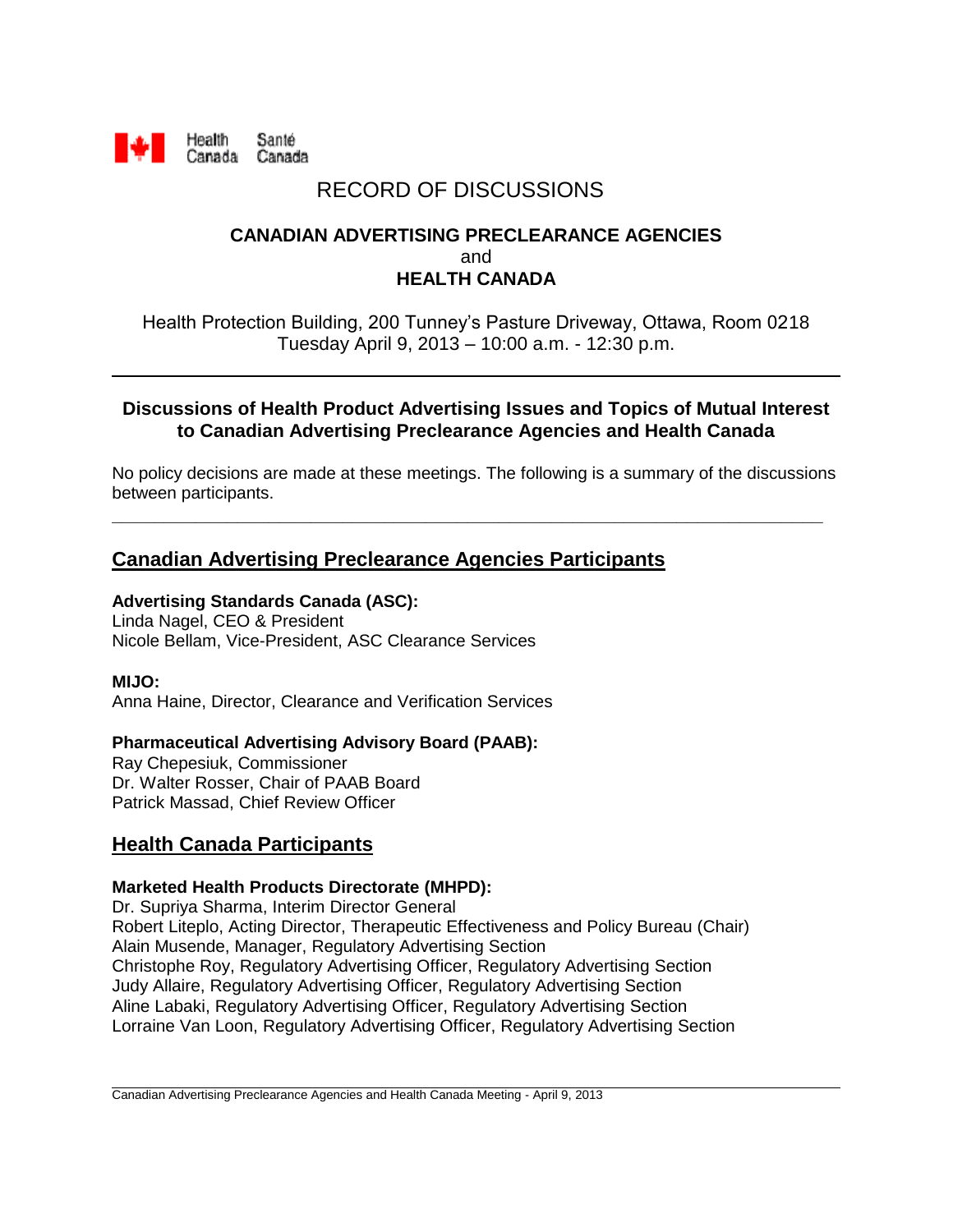Health Canada Santé Canada

# RECORD OF DISCUSSIONS

## CANADIAN ADVERTISING PRECLEARANCE AGENCIES
and
## HEALTH CANADA

Health Protection Building, 200 Tunney's Pasture Driveway, Ottawa, Room 0218
Tuesday April 9, 2013 – 10:00 a.m. - 12:30 p.m.

---

### Discussions of Health Product Advertising Issues and Topics of Mutual Interest to Canadian Advertising Preclearance Agencies and Health Canada

No policy decisions are made at these meetings. The following is a summary of the discussions between participants.

---

## Canadian Advertising Preclearance Agencies Participants

**Advertising Standards Canada (ASC):**
Linda Nagel, CEO & President
Nicole Bellam, Vice-President, ASC Clearance Services

**MIJO:**
Anna Haine, Director, Clearance and Verification Services

**Pharmaceutical Advertising Advisory Board (PAAB):**
Ray Chepesiuk, Commissioner
Dr. Walter Rosser, Chair of PAAB Board
Patrick Massad, Chief Review Officer

## Health Canada Participants

**Marketed Health Products Directorate (MHPD):**
Dr. Supriya Sharma, Interim Director General
Robert Liteplo, Acting Director, Therapeutic Effectiveness and Policy Bureau (Chair)
Alain Musende, Manager, Regulatory Advertising Section
Christophe Roy, Regulatory Advertising Officer, Regulatory Advertising Section
Judy Allaire, Regulatory Advertising Officer, Regulatory Advertising Section
Aline Labaki, Regulatory Advertising Officer, Regulatory Advertising Section
Lorraine Van Loon, Regulatory Advertising Officer, Regulatory Advertising Section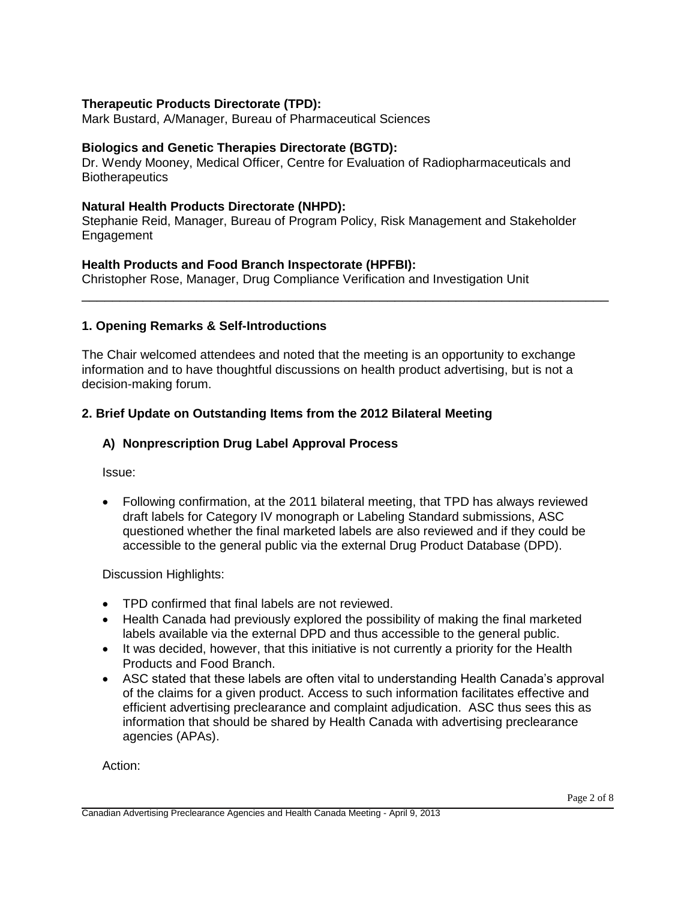**Therapeutic Products Directorate (TPD):**
Mark Bustard, A/Manager, Bureau of Pharmaceutical Sciences

**Biologics and Genetic Therapies Directorate (BGTD):**
Dr. Wendy Mooney, Medical Officer, Centre for Evaluation of Radiopharmaceuticals and Biotherapeutics

**Natural Health Products Directorate (NHPD):**
Stephanie Reid, Manager, Bureau of Program Policy, Risk Management and Stakeholder Engagement

**Health Products and Food Branch Inspectorate (HPFBI):**
Christopher Rose, Manager, Drug Compliance Verification and Investigation Unit

---

### 1. Opening Remarks & Self-Introductions

The Chair welcomed attendees and noted that the meeting is an opportunity to exchange information and to have thoughtful discussions on health product advertising, but is not a decision-making forum.

### 2. Brief Update on Outstanding Items from the 2012 Bilateral Meeting

#### A) Nonprescription Drug Label Approval Process

Issue:

- Following confirmation, at the 2011 bilateral meeting, that TPD has always reviewed draft labels for Category IV monograph or Labeling Standard submissions, ASC questioned whether the final marketed labels are also reviewed and if they could be accessible to the general public via the external Drug Product Database (DPD).

Discussion Highlights:

- TPD confirmed that final labels are not reviewed.
- Health Canada had previously explored the possibility of making the final marketed labels available via the external DPD and thus accessible to the general public.
- It was decided, however, that this initiative is not currently a priority for the Health Products and Food Branch.
- ASC stated that these labels are often vital to understanding Health Canada's approval of the claims for a given product. Access to such information facilitates effective and efficient advertising preclearance and complaint adjudication. ASC thus sees this as information that should be shared by Health Canada with advertising preclearance agencies (APAs).

Action: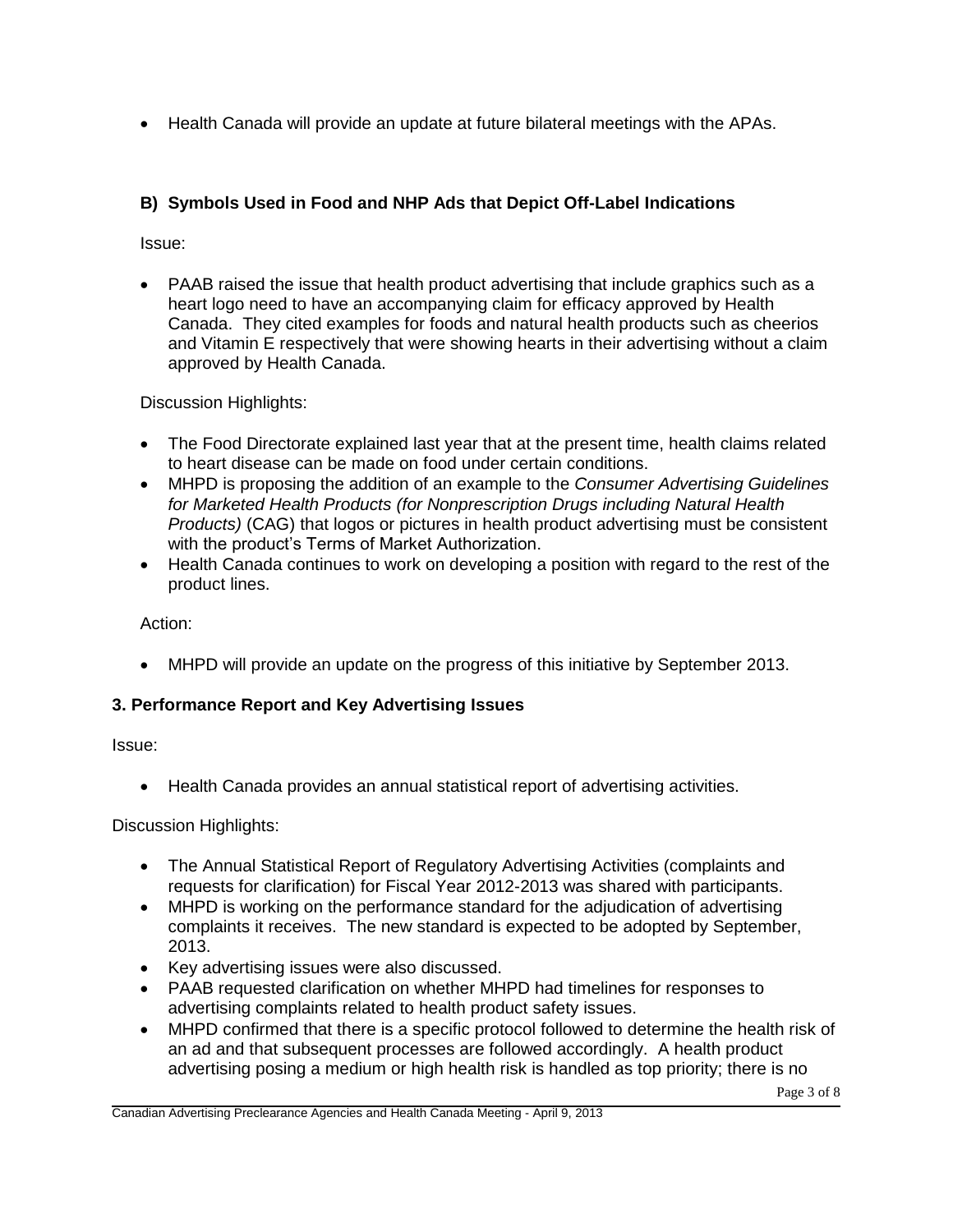- Health Canada will provide an update at future bilateral meetings with the APAs.

### B) Symbols Used in Food and NHP Ads that Depict Off-Label Indications

Issue:

- PAAB raised the issue that health product advertising that include graphics such as a heart logo need to have an accompanying claim for efficacy approved by Health Canada. They cited examples for foods and natural health products such as cheerios and Vitamin E respectively that were showing hearts in their advertising without a claim approved by Health Canada.

Discussion Highlights:

- The Food Directorate explained last year that at the present time, health claims related to heart disease can be made on food under certain conditions.
- MHPD is proposing the addition of an example to the *Consumer Advertising Guidelines for Marketed Health Products (for Nonprescription Drugs including Natural Health Products)* (CAG) that logos or pictures in health product advertising must be consistent with the product's Terms of Market Authorization.
- Health Canada continues to work on developing a position with regard to the rest of the product lines.

Action:

- MHPD will provide an update on the progress of this initiative by September 2013.

## 3. Performance Report and Key Advertising Issues

Issue:

- Health Canada provides an annual statistical report of advertising activities.

Discussion Highlights:

- The Annual Statistical Report of Regulatory Advertising Activities (complaints and requests for clarification) for Fiscal Year 2012-2013 was shared with participants.
- MHPD is working on the performance standard for the adjudication of advertising complaints it receives. The new standard is expected to be adopted by September, 2013.
- Key advertising issues were also discussed.
- PAAB requested clarification on whether MHPD had timelines for responses to advertising complaints related to health product safety issues.
- MHPD confirmed that there is a specific protocol followed to determine the health risk of an ad and that subsequent processes are followed accordingly. A health product advertising posing a medium or high health risk is handled as top priority; there is no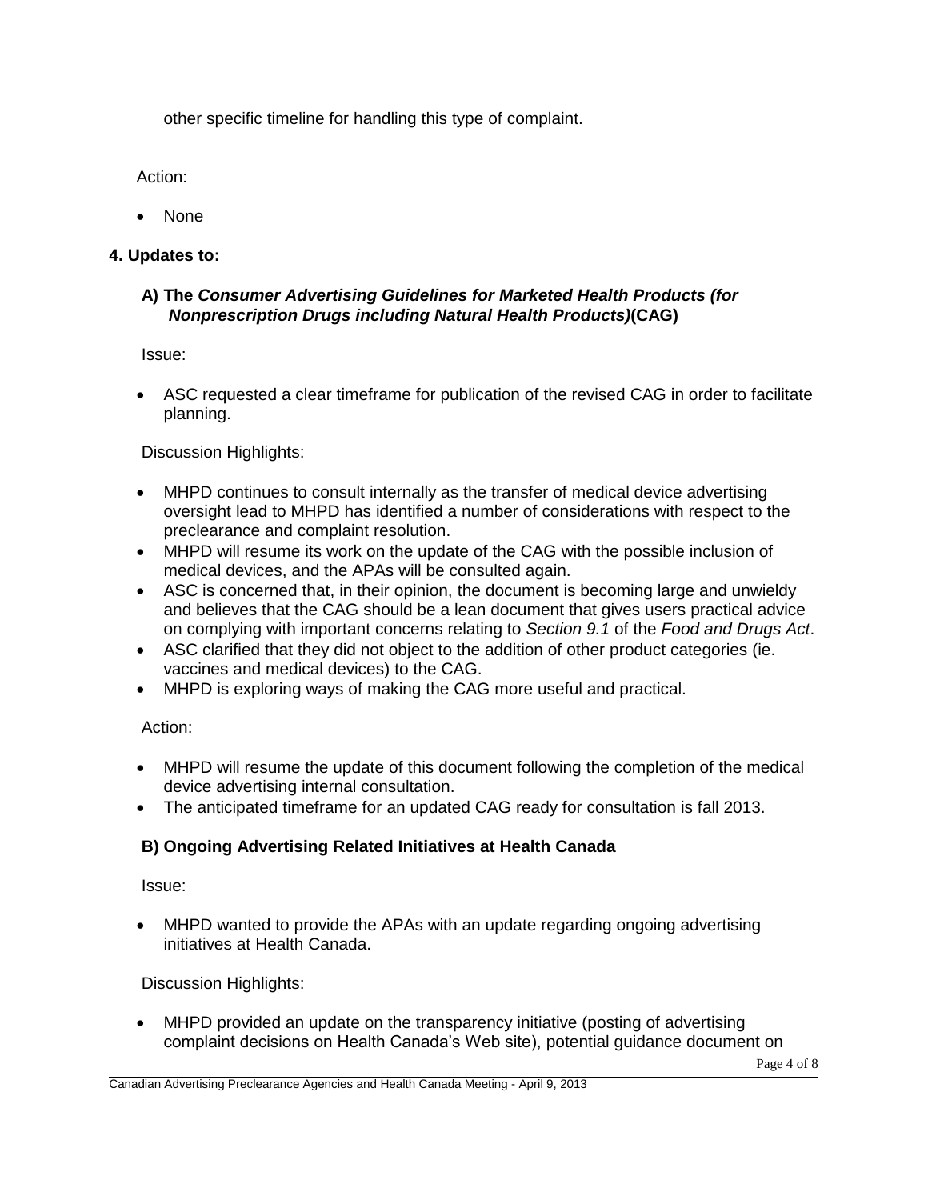other specific timeline for handling this type of complaint.

Action:

- None

**4. Updates to:**

**A) The *Consumer Advertising Guidelines for Marketed Health Products (for Nonprescription Drugs including Natural Health Products)*(CAG)**

Issue:

- ASC requested a clear timeframe for publication of the revised CAG in order to facilitate planning.

Discussion Highlights:

- MHPD continues to consult internally as the transfer of medical device advertising oversight lead to MHPD has identified a number of considerations with respect to the preclearance and complaint resolution.
- MHPD will resume its work on the update of the CAG with the possible inclusion of medical devices, and the APAs will be consulted again.
- ASC is concerned that, in their opinion, the document is becoming large and unwieldy and believes that the CAG should be a lean document that gives users practical advice on complying with important concerns relating to *Section 9.1* of the *Food and Drugs Act*.
- ASC clarified that they did not object to the addition of other product categories (ie. vaccines and medical devices) to the CAG.
- MHPD is exploring ways of making the CAG more useful and practical.

Action:

- MHPD will resume the update of this document following the completion of the medical device advertising internal consultation.
- The anticipated timeframe for an updated CAG ready for consultation is fall 2013.

**B) Ongoing Advertising Related Initiatives at Health Canada**

Issue:

- MHPD wanted to provide the APAs with an update regarding ongoing advertising initiatives at Health Canada.

Discussion Highlights:

- MHPD provided an update on the transparency initiative (posting of advertising complaint decisions on Health Canada's Web site), potential guidance document on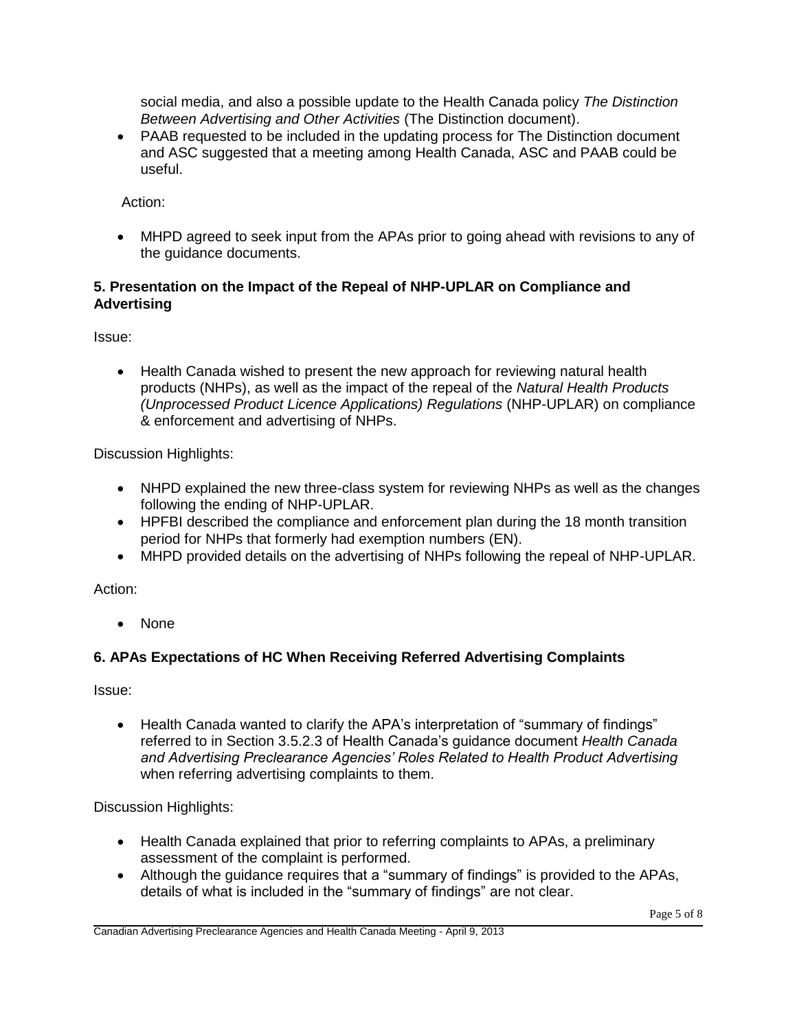- social media, and also a possible update to the Health Canada policy *The Distinction Between Advertising and Other Activities* (The Distinction document).
- PAAB requested to be included in the updating process for The Distinction document and ASC suggested that a meeting among Health Canada, ASC and PAAB could be useful.

Action:

- MHPD agreed to seek input from the APAs prior to going ahead with revisions to any of the guidance documents.

**5. Presentation on the Impact of the Repeal of NHP-UPLAR on Compliance and Advertising**

Issue:

- Health Canada wished to present the new approach for reviewing natural health products (NHPs), as well as the impact of the repeal of the *Natural Health Products (Unprocessed Product Licence Applications) Regulations* (NHP-UPLAR) on compliance & enforcement and advertising of NHPs.

Discussion Highlights:

- NHPD explained the new three-class system for reviewing NHPs as well as the changes following the ending of NHP-UPLAR.
- HPFBI described the compliance and enforcement plan during the 18 month transition period for NHPs that formerly had exemption numbers (EN).
- MHPD provided details on the advertising of NHPs following the repeal of NHP-UPLAR.

Action:

- None

**6. APAs Expectations of HC When Receiving Referred Advertising Complaints**

Issue:

- Health Canada wanted to clarify the APA's interpretation of "summary of findings" referred to in Section 3.5.2.3 of Health Canada's guidance document *Health Canada and Advertising Preclearance Agencies' Roles Related to Health Product Advertising* when referring advertising complaints to them.

Discussion Highlights:

- Health Canada explained that prior to referring complaints to APAs, a preliminary assessment of the complaint is performed.
- Although the guidance requires that a "summary of findings" is provided to the APAs, details of what is included in the "summary of findings" are not clear.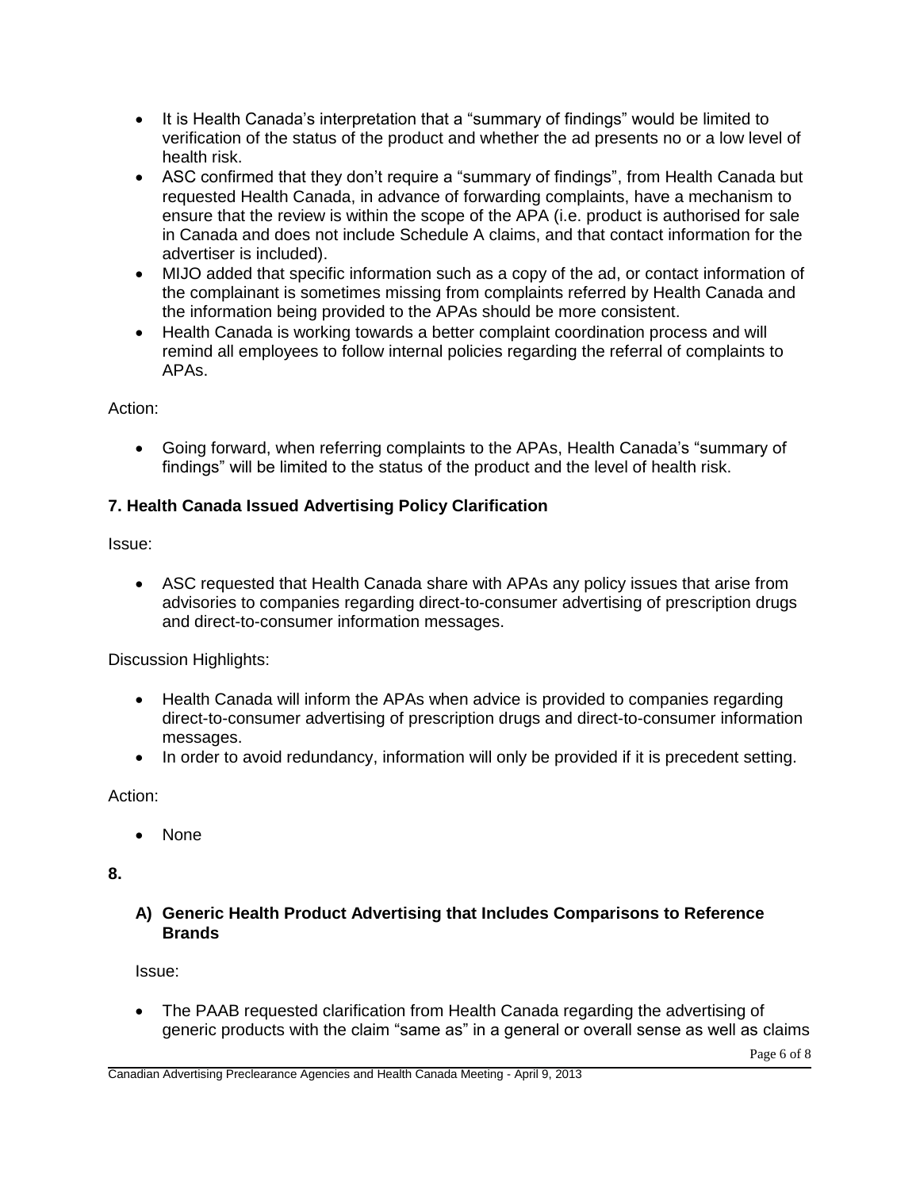- It is Health Canada's interpretation that a "summary of findings" would be limited to verification of the status of the product and whether the ad presents no or a low level of health risk.
- ASC confirmed that they don't require a "summary of findings", from Health Canada but requested Health Canada, in advance of forwarding complaints, have a mechanism to ensure that the review is within the scope of the APA (i.e. product is authorised for sale in Canada and does not include Schedule A claims, and that contact information for the advertiser is included).
- MIJO added that specific information such as a copy of the ad, or contact information of the complainant is sometimes missing from complaints referred by Health Canada and the information being provided to the APAs should be more consistent.
- Health Canada is working towards a better complaint coordination process and will remind all employees to follow internal policies regarding the referral of complaints to APAs.

Action:

- Going forward, when referring complaints to the APAs, Health Canada's "summary of findings" will be limited to the status of the product and the level of health risk.

### 7. Health Canada Issued Advertising Policy Clarification

Issue:

- ASC requested that Health Canada share with APAs any policy issues that arise from advisories to companies regarding direct-to-consumer advertising of prescription drugs and direct-to-consumer information messages.

Discussion Highlights:

- Health Canada will inform the APAs when advice is provided to companies regarding direct-to-consumer advertising of prescription drugs and direct-to-consumer information messages.
- In order to avoid redundancy, information will only be provided if it is precedent setting.

Action:

- None

### 8.

#### A) Generic Health Product Advertising that Includes Comparisons to Reference Brands

Issue:

- The PAAB requested clarification from Health Canada regarding the advertising of generic products with the claim "same as" in a general or overall sense as well as claims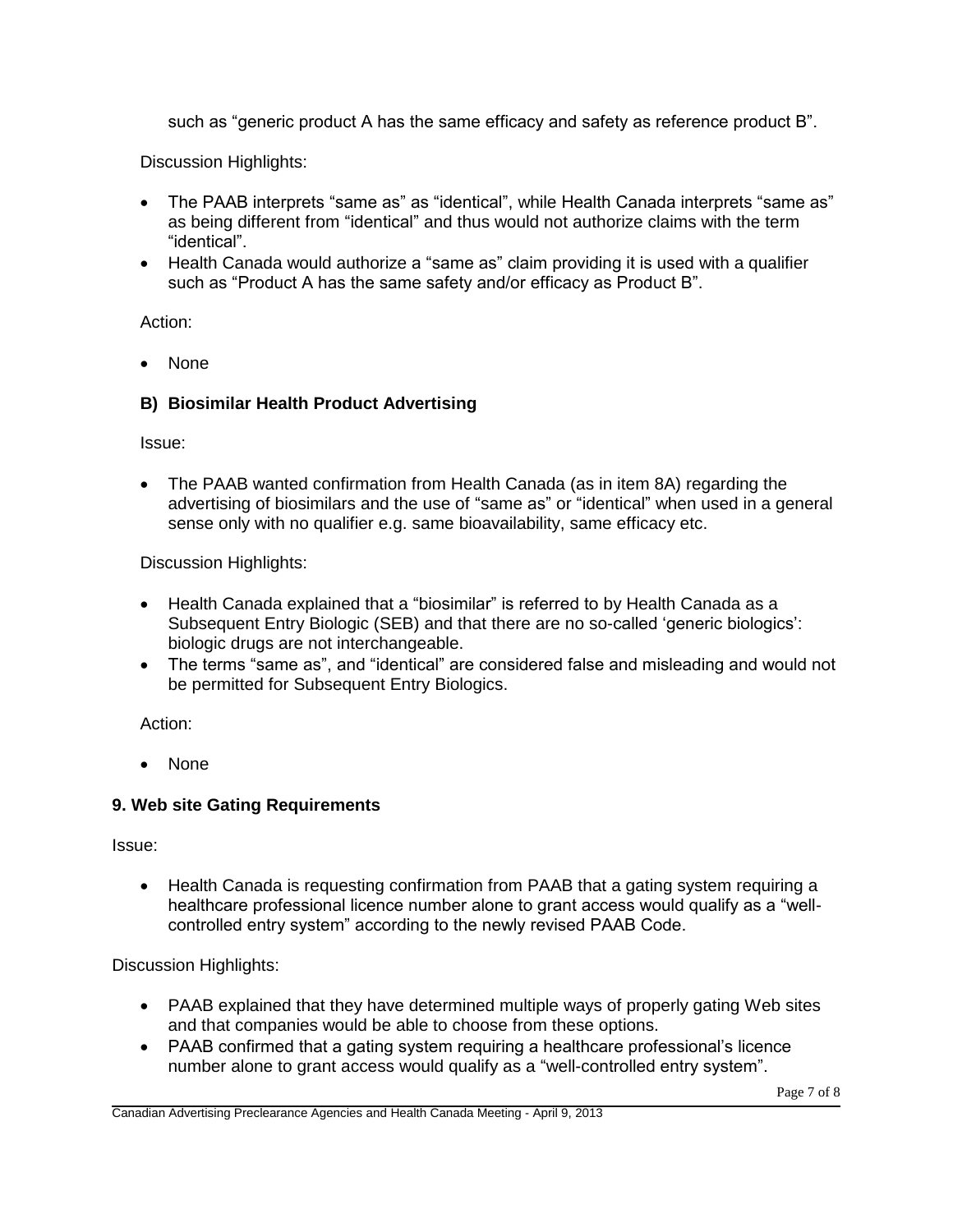such as "generic product A has the same efficacy and safety as reference product B".

Discussion Highlights:

- The PAAB interprets "same as" as "identical", while Health Canada interprets "same as" as being different from "identical" and thus would not authorize claims with the term "identical".
- Health Canada would authorize a "same as" claim providing it is used with a qualifier such as "Product A has the same safety and/or efficacy as Product B".

Action:

- None

### B) Biosimilar Health Product Advertising

Issue:

- The PAAB wanted confirmation from Health Canada (as in item 8A) regarding the advertising of biosimilars and the use of "same as" or "identical" when used in a general sense only with no qualifier e.g. same bioavailability, same efficacy etc.

Discussion Highlights:

- Health Canada explained that a "biosimilar" is referred to by Health Canada as a Subsequent Entry Biologic (SEB) and that there are no so-called 'generic biologics': biologic drugs are not interchangeable.
- The terms "same as", and "identical" are considered false and misleading and would not be permitted for Subsequent Entry Biologics.

Action:

- None

## 9. Web site Gating Requirements

Issue:

- Health Canada is requesting confirmation from PAAB that a gating system requiring a healthcare professional licence number alone to grant access would qualify as a "well-controlled entry system" according to the newly revised PAAB Code.

Discussion Highlights:

- PAAB explained that they have determined multiple ways of properly gating Web sites and that companies would be able to choose from these options.
- PAAB confirmed that a gating system requiring a healthcare professional's licence number alone to grant access would qualify as a "well-controlled entry system".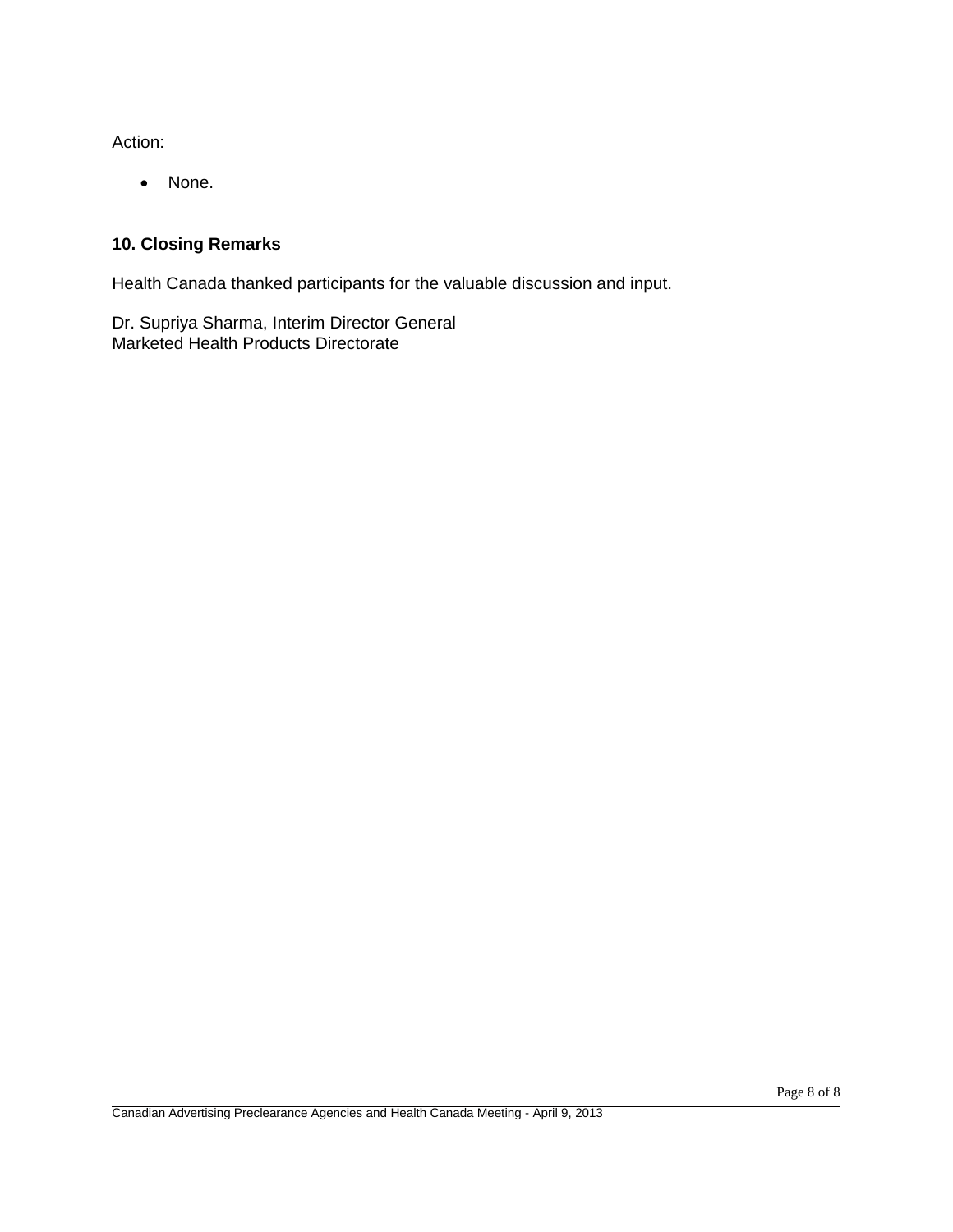Action:

- None.

## 10. Closing Remarks

Health Canada thanked participants for the valuable discussion and input.

Dr. Supriya Sharma, Interim Director General
Marketed Health Products Directorate